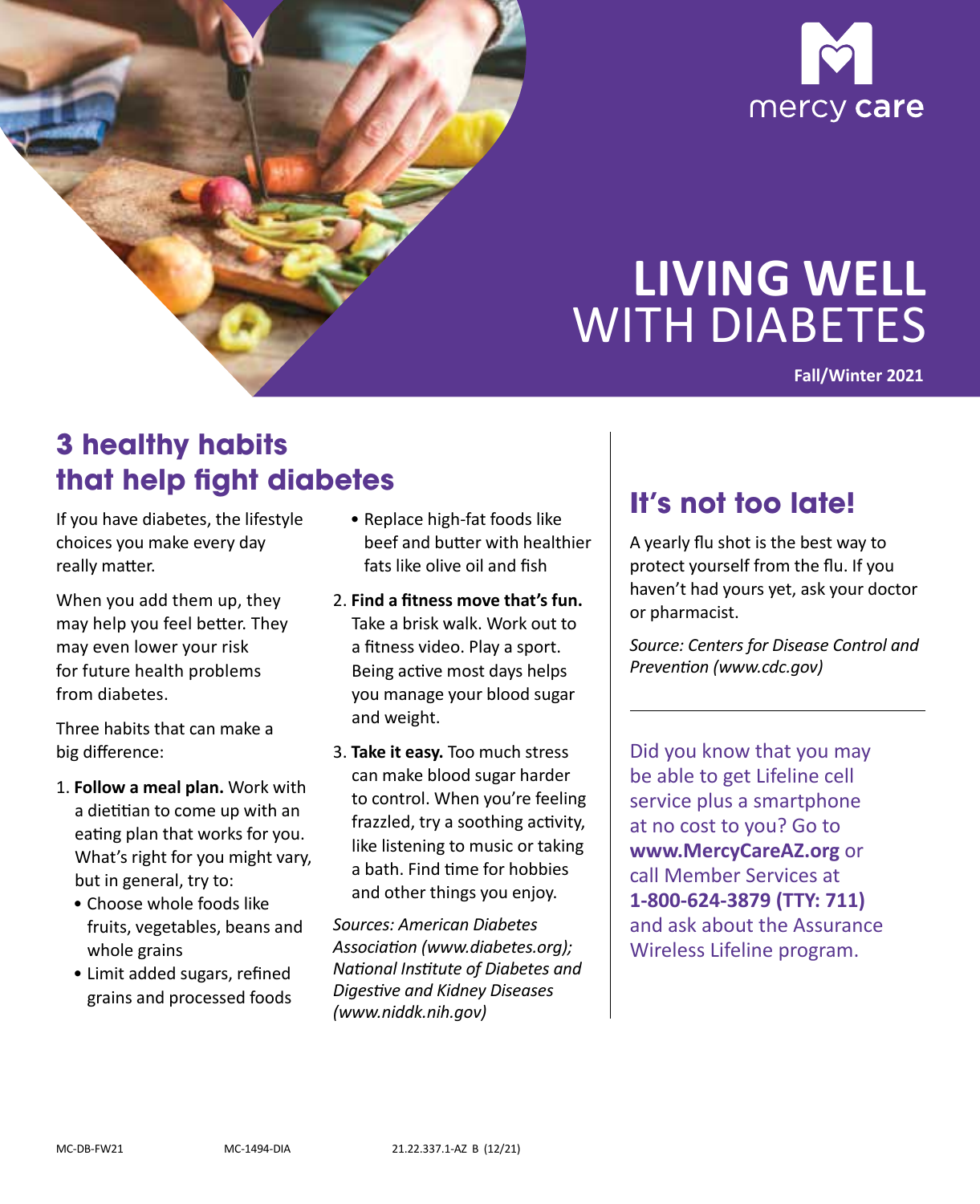mercy care

# LIVING WELL WITH DIABETES

**Fall/Winter 2021**

## 3 healthy habits that help fight diabetes

If you have diabetes, the lifestyle choices you make every day really matter.

When you add them up, they may help you feel better. They may even lower your risk for future health problems from diabetes.

Three habits that can make a big difference:

1. **Follow a meal plan.** Work with a dietitian to come up with an eating plan that works for you. What's right for you might vary, but in general, try to:
   - Choose whole foods like fruits, vegetables, beans and whole grains
   - Limit added sugars, refined grains and processed foods
   - Replace high-fat foods like beef and butter with healthier fats like olive oil and fish
2. **Find a fitness move that's fun.** Take a brisk walk. Work out to a fitness video. Play a sport. Being active most days helps you manage your blood sugar and weight.
3. **Take it easy.** Too much stress can make blood sugar harder to control. When you're feeling frazzled, try a soothing activity, like listening to music or taking a bath. Find time for hobbies and other things you enjoy.

*Sources: American Diabetes Association (www.diabetes.org); National Institute of Diabetes and Digestive and Kidney Diseases (www.niddk.nih.gov)*

## It's not too late!

A yearly flu shot is the best way to protect yourself from the flu. If you haven't had yours yet, ask your doctor or pharmacist.

*Source: Centers for Disease Control and Prevention (www.cdc.gov)*

---

Did you know that you may be able to get Lifeline cell service plus a smartphone at no cost to you? Go to **www.MercyCareAZ.org** or call Member Services at **1-800-624-3879 (TTY: 711)** and ask about the Assurance Wireless Lifeline program.

MC-DB-FW21 MC-1494-DIA 21.22.337.1-AZ B (12/21)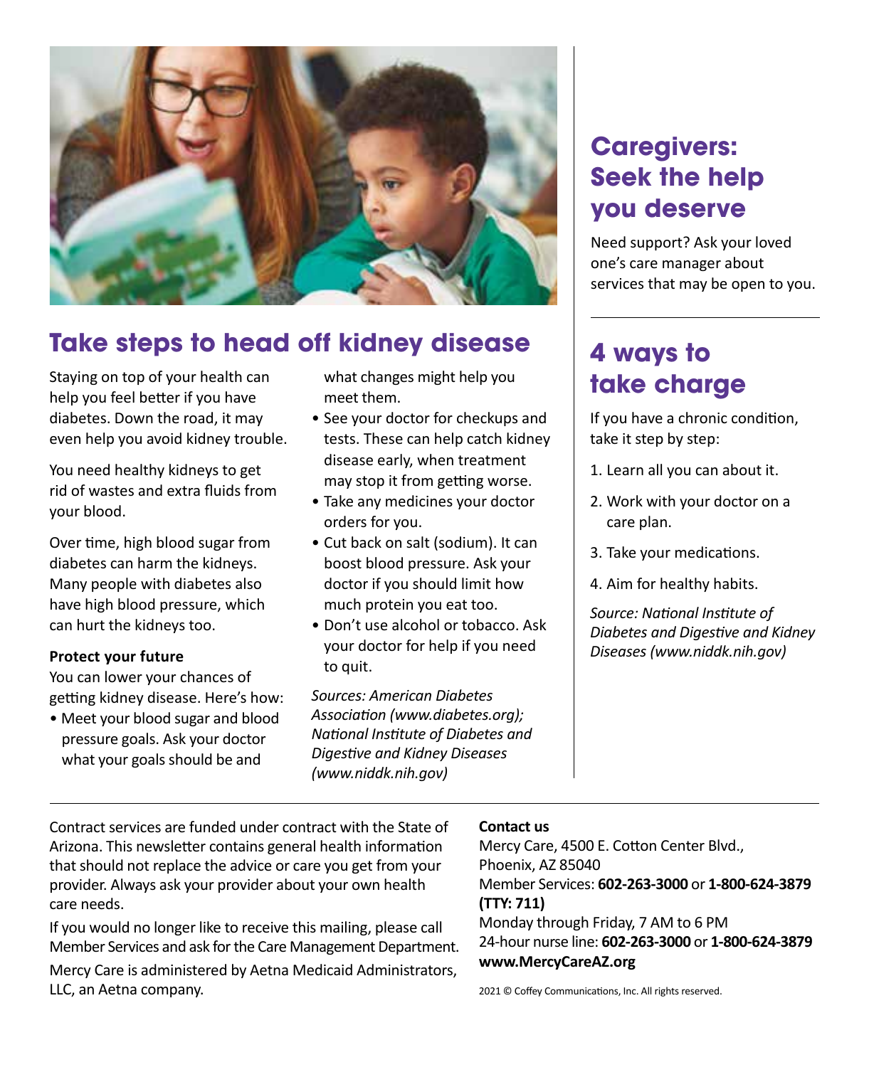## Take steps to head off kidney disease

Staying on top of your health can help you feel better if you have diabetes. Down the road, it may even help you avoid kidney trouble.

You need healthy kidneys to get rid of wastes and extra fluids from your blood.

Over time, high blood sugar from diabetes can harm the kidneys. Many people with diabetes also have high blood pressure, which can hurt the kidneys too.

**Protect your future**

You can lower your chances of getting kidney disease. Here's how:

- Meet your blood sugar and blood pressure goals. Ask your doctor what your goals should be and what changes might help you meet them.
- See your doctor for checkups and tests. These can help catch kidney disease early, when treatment may stop it from getting worse.
- Take any medicines your doctor orders for you.
- Cut back on salt (sodium). It can boost blood pressure. Ask your doctor if you should limit how much protein you eat too.
- Don't use alcohol or tobacco. Ask your doctor for help if you need to quit.

*Sources: American Diabetes Association (www.diabetes.org); National Institute of Diabetes and Digestive and Kidney Diseases (www.niddk.nih.gov)*

## Caregivers: Seek the help you deserve

Need support? Ask your loved one's care manager about services that may be open to you.

## 4 ways to take charge

If you have a chronic condition, take it step by step:

1. Learn all you can about it.
2. Work with your doctor on a care plan.
3. Take your medications.
4. Aim for healthy habits.

*Source: National Institute of Diabetes and Digestive and Kidney Diseases (www.niddk.nih.gov)*

---

Contract services are funded under contract with the State of Arizona. This newsletter contains general health information that should not replace the advice or care you get from your provider. Always ask your provider about your own health care needs.

If you would no longer like to receive this mailing, please call Member Services and ask for the Care Management Department.

Mercy Care is administered by Aetna Medicaid Administrators, LLC, an Aetna company.

**Contact us**

Mercy Care, 4500 E. Cotton Center Blvd., Phoenix, AZ 85040

Member Services: **602-263-3000** or **1-800-624-3879 (TTY: 711)**

Monday through Friday, 7 AM to 6 PM

24-hour nurse line: **602-263-3000** or **1-800-624-3879**

**www.MercyCareAZ.org**

2021 © Coffey Communications, Inc. All rights reserved.